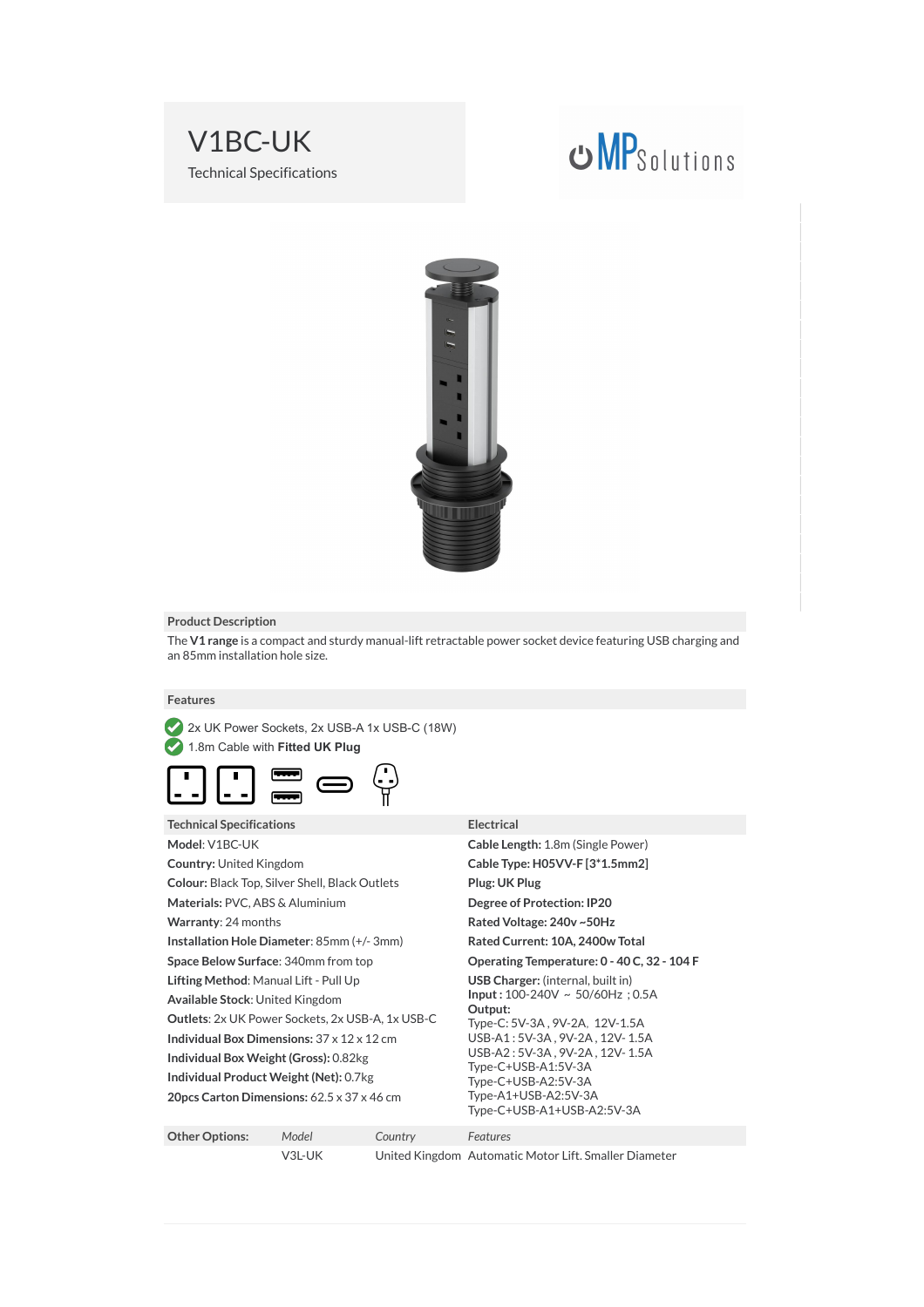# V1BC-UK

Technical Specifications

MPSolutions

## Product Description

The **V1 range** is a compact and sturdy manual-lift retractable power socket device featuring USB charging and an 85mm installation hole size.

## Features

- 2x UK Power Sockets, 2x USB-A 1x USB-C (18W)
- 1.8m Cable with **Fitted UK Plug**

## Technical Specifications

**Model**: V1BC-UK
**Country:** United Kingdom
**Colour:** Black Top, Silver Shell, Black Outlets
**Materials:** PVC, ABS & Aluminium
**Warranty**: 24 months
**Installation Hole Diameter**: 85mm (+/- 3mm)
**Space Below Surface**: 340mm from top
**Lifting Method**: Manual Lift - Pull Up
**Available Stock**: United Kingdom
**Outlets**: 2x UK Power Sockets, 2x USB-A, 1x USB-C
**Individual Box Dimensions:** 37 x 12 x 12 cm
**Individual Box Weight (Gross):** 0.82kg
**Individual Product Weight (Net):** 0.7kg
**20pcs Carton Dimensions:** 62.5 x 37 x 46 cm

## Electrical

**Cable Length:** 1.8m (Single Power)
**Cable Type: H05VV-F [3*1.5mm2]**
**Plug: UK Plug**
**Degree of Protection: IP20**
**Rated Voltage: 240v ~50Hz**
**Rated Current: 10A, 2400w Total**
**Operating Temperature: 0 - 40 C, 32 - 104 F**
**USB Charger:** (internal, built in)
**Input :** 100-240V ~ 50/60Hz ; 0.5A
**Output:**
Type-C: 5V-3A , 9V-2A, 12V-1.5A
USB-A1 : 5V-3A , 9V-2A , 12V- 1.5A
USB-A2 : 5V-3A , 9V-2A , 12V- 1.5A
Type-C+USB-A1:5V-3A
Type-C+USB-A2:5V-3A
Type-A1+USB-A2:5V-3A
Type-C+USB-A1+USB-A2:5V-3A

| Other Options: | *Model* | *Country* | *Features* |
|---|---|---|---|
| | V3L-UK | United Kingdom | Automatic Motor Lift. Smaller Diameter |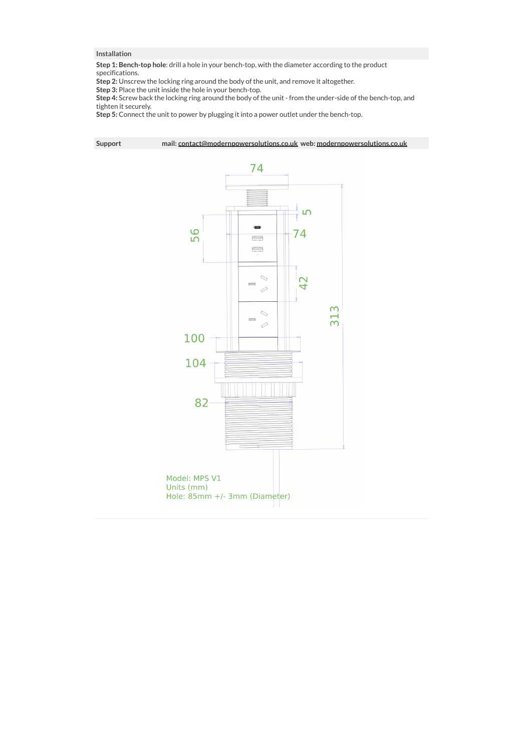## Installation

**Step 1: Bench-top hole**: drill a hole in your bench-top, with the diameter according to the product specifications.
**Step 2:** Unscrew the locking ring around the body of the unit, and remove it altogether.
**Step 3:** Place the unit inside the hole in your bench-top.
**Step 4:** Screw back the locking ring around the body of the unit - from the under-side of the bench-top, and tighten it securely.
**Step 5:** Connect the unit to power by plugging it into a power outlet under the bench-top.

## Support

**mail:** contact@modernpowersolutions.co.uk **web:** modernpowersolutions.co.uk

74

5

56

74

42

313

100

104

82

Model: MPS V1
Units (mm)
Hole: 85mm +/- 3mm (Diameter)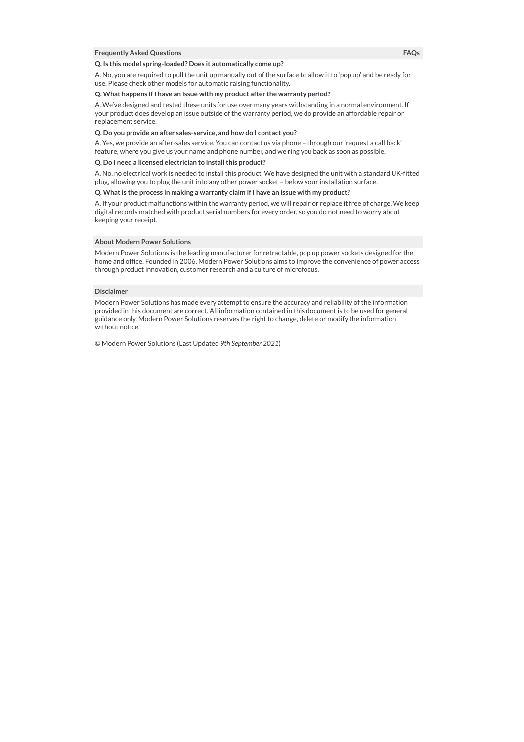## Frequently Asked Questions

**FAQs**

**Q. Is this model spring-loaded? Does it automatically come up?**

A. No, you are required to pull the unit up manually out of the surface to allow it to 'pop up' and be ready for use. Please check other models for automatic raising functionality.

**Q. What happens if I have an issue with my product after the warranty period?**

A. We've designed and tested these units for use over many years withstanding in a normal environment. If your product does develop an issue outside of the warranty period, we do provide an affordable repair or replacement service.

**Q. Do you provide an after sales-service, and how do I contact you?**

A. Yes, we provide an after-sales service. You can contact us via phone – through our 'request a call back' feature, where you give us your name and phone number, and we ring you back as soon as possible.

**Q. Do I need a licensed electrician to install this product?**

A. No, no electrical work is needed to install this product. We have designed the unit with a standard UK-fitted plug, allowing you to plug the unit into any other power socket – below your installation surface.

**Q. What is the process in making a warranty claim if I have an issue with my product?**

A. If your product malfunctions within the warranty period, we will repair or replace it free of charge. We keep digital records matched with product serial numbers for every order, so you do not need to worry about keeping your receipt.

## About Modern Power Solutions

Modern Power Solutions is the leading manufacturer for retractable, pop up power sockets designed for the home and office. Founded in 2006, Modern Power Solutions aims to improve the convenience of power access through product innovation, customer research and a culture of microfocus.

## Disclaimer

Modern Power Solutions has made every attempt to ensure the accuracy and reliability of the information provided in this document are correct. All information contained in this document is to be used for general guidance only. Modern Power Solutions reserves the right to change, delete or modify the information without notice.

© Modern Power Solutions (Last Updated *9th September 2021*)